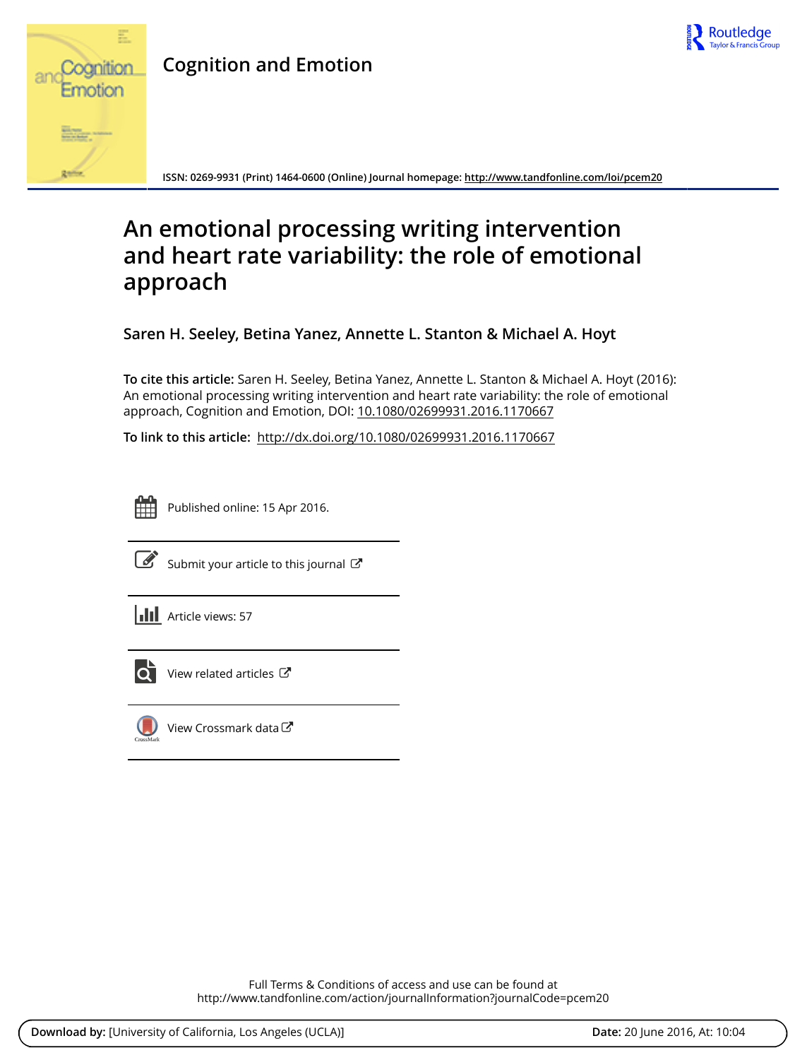# Cognition and Emotion

ISSN: 0269-9931 (Print) 1464-0600 (Online) Journal homepage: http://www.tandfonline.com/loi/pcem20

# An emotional processing writing intervention and heart rate variability: the role of emotional approach

**Saren H. Seeley, Betina Yanez, Annette L. Stanton & Michael A. Hoyt**

**To cite this article:** Saren H. Seeley, Betina Yanez, Annette L. Stanton & Michael A. Hoyt (2016): An emotional processing writing intervention and heart rate variability: the role of emotional approach, Cognition and Emotion, DOI: 10.1080/02699931.2016.1170667

**To link to this article:** http://dx.doi.org/10.1080/02699931.2016.1170667

Published online: 15 Apr 2016.

Submit your article to this journal

Article views: 57

View related articles

View Crossmark data

Full Terms & Conditions of access and use can be found at http://www.tandfonline.com/action/journalInformation?journalCode=pcem20

**Download by:** [University of California, Los Angeles (UCLA)] **Date:** 20 June 2016, At: 10:04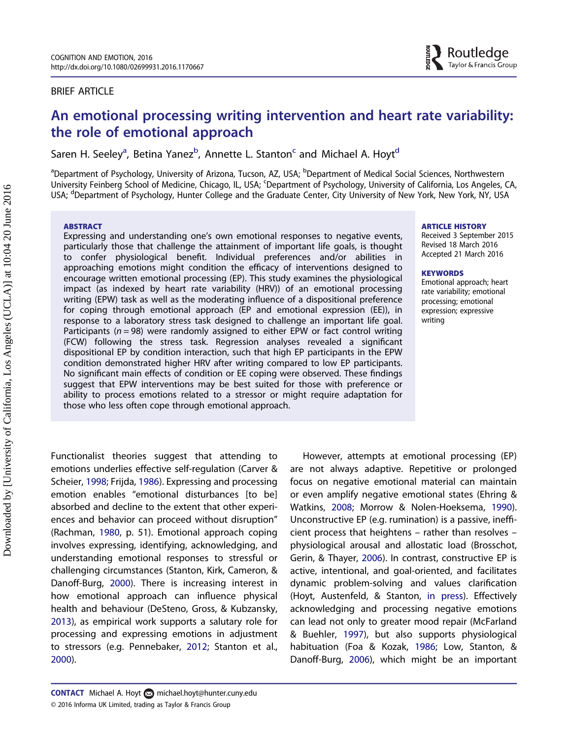BRIEF ARTICLE

# An emotional processing writing intervention and heart rate variability: the role of emotional approach

Saren H. Seeley[a], Betina Yanez[b], Annette L. Stanton[c] and Michael A. Hoyt[d]

[a]Department of Psychology, University of Arizona, Tucson, AZ, USA; [b]Department of Medical Social Sciences, Northwestern University Feinberg School of Medicine, Chicago, IL, USA; [c]Department of Psychology, University of California, Los Angeles, CA, USA; [d]Department of Psychology, Hunter College and the Graduate Center, City University of New York, New York, NY, USA

## ABSTRACT

Expressing and understanding one's own emotional responses to negative events, particularly those that challenge the attainment of important life goals, is thought to confer physiological benefit. Individual preferences and/or abilities in approaching emotions might condition the efficacy of interventions designed to encourage written emotional processing (EP). This study examines the physiological impact (as indexed by heart rate variability (HRV)) of an emotional processing writing (EPW) task as well as the moderating influence of a dispositional preference for coping through emotional approach (EP and emotional expression (EE)), in response to a laboratory stress task designed to challenge an important life goal. Participants ($n = 98$) were randomly assigned to either EPW or fact control writing (FCW) following the stress task. Regression analyses revealed a significant dispositional EP by condition interaction, such that high EP participants in the EPW condition demonstrated higher HRV after writing compared to low EP participants. No significant main effects of condition or EE coping were observed. These findings suggest that EPW interventions may be best suited for those with preference or ability to process emotions related to a stressor or might require adaptation for those who less often cope through emotional approach.

**ARTICLE HISTORY**
Received 3 September 2015
Revised 18 March 2016
Accepted 21 March 2016

**KEYWORDS**
Emotional approach; heart rate variability; emotional processing; emotional expression; expressive writing

Functionalist theories suggest that attending to emotions underlies effective self-regulation (Carver & Scheier, 1998; Frijda, 1986). Expressing and processing emotion enables "emotional disturbances [to be] absorbed and decline to the extent that other experiences and behavior can proceed without disruption" (Rachman, 1980, p. 51). Emotional approach coping involves expressing, identifying, acknowledging, and understanding emotional responses to stressful or challenging circumstances (Stanton, Kirk, Cameron, & Danoff-Burg, 2000). There is increasing interest in how emotional approach can influence physical health and behaviour (DeSteno, Gross, & Kubzansky, 2013), as empirical work supports a salutary role for processing and expressing emotions in adjustment to stressors (e.g. Pennebaker, 2012; Stanton et al., 2000).

However, attempts at emotional processing (EP) are not always adaptive. Repetitive or prolonged focus on negative emotional material can maintain or even amplify negative emotional states (Ehring & Watkins, 2008; Morrow & Nolen-Hoeksema, 1990). Unconstructive EP (e.g. rumination) is a passive, inefficient process that heightens – rather than resolves – physiological arousal and allostatic load (Brosschot, Gerin, & Thayer, 2006). In contrast, constructive EP is active, intentional, and goal-oriented, and facilitates dynamic problem-solving and values clarification (Hoyt, Austenfeld, & Stanton, in press). Effectively acknowledging and processing negative emotions can lead not only to greater mood repair (McFarland & Buehler, 1997), but also supports physiological habituation (Foa & Kozak, 1986; Low, Stanton, & Danoff-Burg, 2006), which might be an important

**CONTACT** Michael A. Hoyt michael.hoyt@hunter.cuny.edu
© 2016 Informa UK Limited, trading as Taylor & Francis Group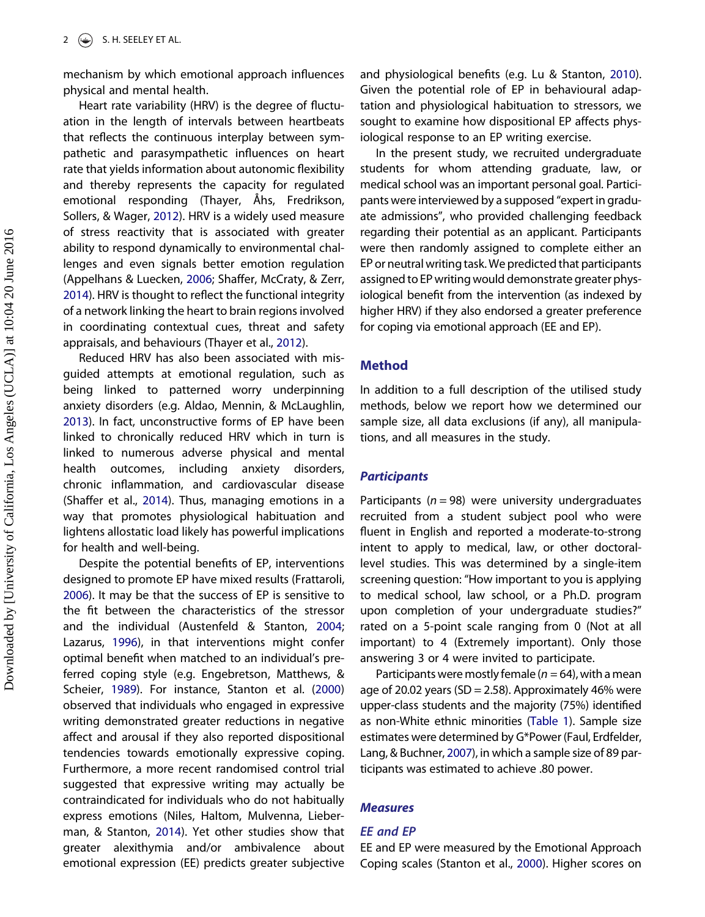mechanism by which emotional approach influences physical and mental health.

Heart rate variability (HRV) is the degree of fluctuation in the length of intervals between heartbeats that reflects the continuous interplay between sympathetic and parasympathetic influences on heart rate that yields information about autonomic flexibility and thereby represents the capacity for regulated emotional responding (Thayer, Åhs, Fredrikson, Sollers, & Wager, 2012). HRV is a widely used measure of stress reactivity that is associated with greater ability to respond dynamically to environmental challenges and even signals better emotion regulation (Appelhans & Luecken, 2006; Shaffer, McCraty, & Zerr, 2014). HRV is thought to reflect the functional integrity of a network linking the heart to brain regions involved in coordinating contextual cues, threat and safety appraisals, and behaviours (Thayer et al., 2012).

Reduced HRV has also been associated with misguided attempts at emotional regulation, such as being linked to patterned worry underpinning anxiety disorders (e.g. Aldao, Mennin, & McLaughlin, 2013). In fact, unconstructive forms of EP have been linked to chronically reduced HRV which in turn is linked to numerous adverse physical and mental health outcomes, including anxiety disorders, chronic inflammation, and cardiovascular disease (Shaffer et al., 2014). Thus, managing emotions in a way that promotes physiological habituation and lightens allostatic load likely has powerful implications for health and well-being.

Despite the potential benefits of EP, interventions designed to promote EP have mixed results (Frattaroli, 2006). It may be that the success of EP is sensitive to the fit between the characteristics of the stressor and the individual (Austenfeld & Stanton, 2004; Lazarus, 1996), in that interventions might confer optimal benefit when matched to an individual's preferred coping style (e.g. Engebretson, Matthews, & Scheier, 1989). For instance, Stanton et al. (2000) observed that individuals who engaged in expressive writing demonstrated greater reductions in negative affect and arousal if they also reported dispositional tendencies towards emotionally expressive coping. Furthermore, a more recent randomised control trial suggested that expressive writing may actually be contraindicated for individuals who do not habitually express emotions (Niles, Haltom, Mulvenna, Lieberman, & Stanton, 2014). Yet other studies show that greater alexithymia and/or ambivalence about emotional expression (EE) predicts greater subjective and physiological benefits (e.g. Lu & Stanton, 2010). Given the potential role of EP in behavioural adaptation and physiological habituation to stressors, we sought to examine how dispositional EP affects physiological response to an EP writing exercise.

In the present study, we recruited undergraduate students for whom attending graduate, law, or medical school was an important personal goal. Participants were interviewed by a supposed "expert in graduate admissions", who provided challenging feedback regarding their potential as an applicant. Participants were then randomly assigned to complete either an EP or neutral writing task. We predicted that participants assigned to EP writing would demonstrate greater physiological benefit from the intervention (as indexed by higher HRV) if they also endorsed a greater preference for coping via emotional approach (EE and EP).

## Method

In addition to a full description of the utilised study methods, below we report how we determined our sample size, all data exclusions (if any), all manipulations, and all measures in the study.

### Participants

Participants ($n = 98$) were university undergraduates recruited from a student subject pool who were fluent in English and reported a moderate-to-strong intent to apply to medical, law, or other doctoral-level studies. This was determined by a single-item screening question: "How important to you is applying to medical school, law school, or a Ph.D. program upon completion of your undergraduate studies?" rated on a 5-point scale ranging from 0 (Not at all important) to 4 (Extremely important). Only those answering 3 or 4 were invited to participate.

Participants were mostly female ($n = 64$), with a mean age of 20.02 years (SD = 2.58). Approximately 46% were upper-class students and the majority (75%) identified as non-White ethnic minorities (Table 1). Sample size estimates were determined by G*Power (Faul, Erdfelder, Lang, & Buchner, 2007), in which a sample size of 89 participants was estimated to achieve .80 power.

### Measures

#### EE and EP

EE and EP were measured by the Emotional Approach Coping scales (Stanton et al., 2000). Higher scores on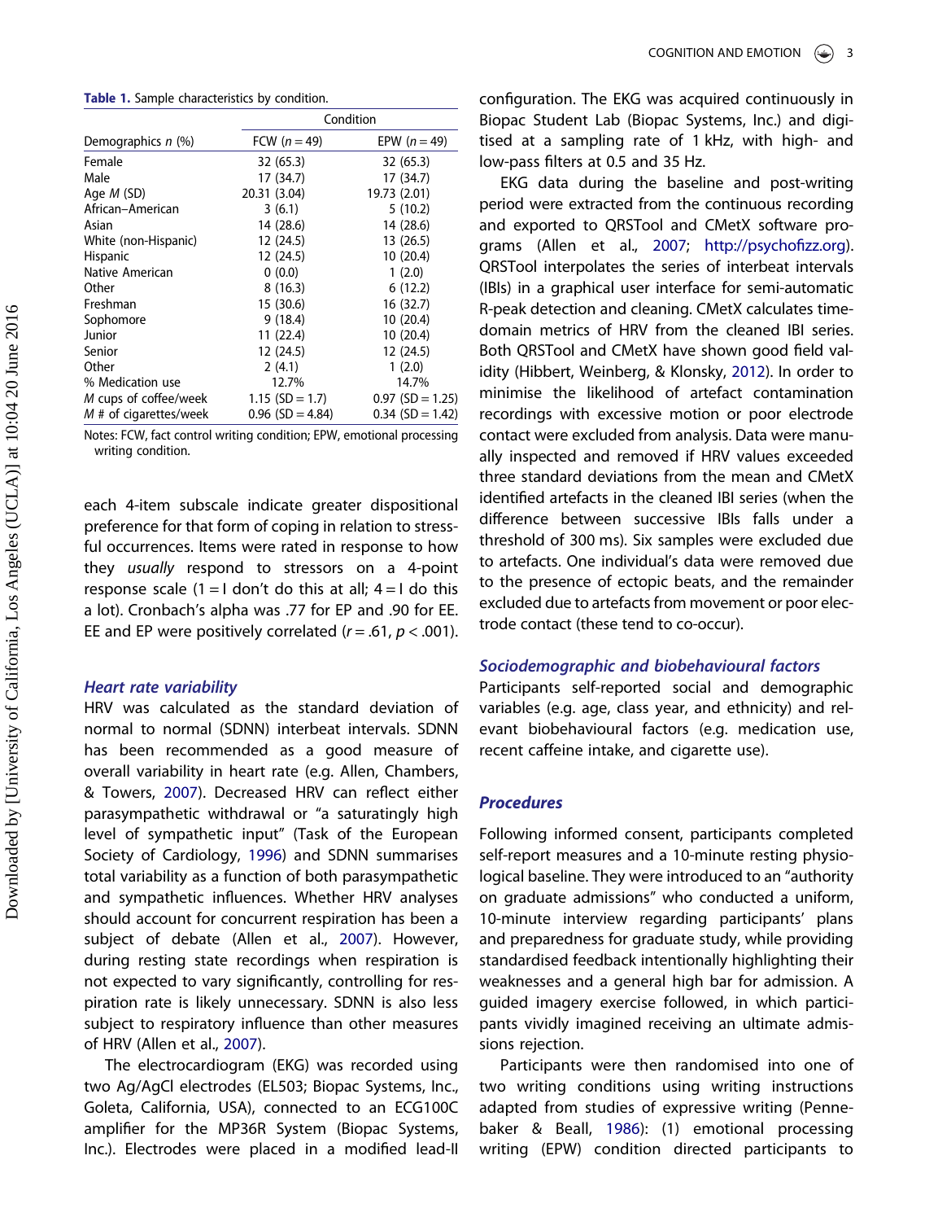**Table 1.** Sample characteristics by condition.

| | Condition | |
|---|---|---|
| Demographics *n* (%) | FCW (*n* = 49) | EPW (*n* = 49) |
| Female | 32 (65.3) | 32 (65.3) |
| Male | 17 (34.7) | 17 (34.7) |
| Age *M* (SD) | 20.31 (3.04) | 19.73 (2.01) |
| African–American | 3 (6.1) | 5 (10.2) |
| Asian | 14 (28.6) | 14 (28.6) |
| White (non-Hispanic) | 12 (24.5) | 13 (26.5) |
| Hispanic | 12 (24.5) | 10 (20.4) |
| Native American | 0 (0.0) | 1 (2.0) |
| Other | 8 (16.3) | 6 (12.2) |
| Freshman | 15 (30.6) | 16 (32.7) |
| Sophomore | 9 (18.4) | 10 (20.4) |
| Junior | 11 (22.4) | 10 (20.4) |
| Senior | 12 (24.5) | 12 (24.5) |
| Other | 2 (4.1) | 1 (2.0) |
| % Medication use | 12.7% | 14.7% |
| *M* cups of coffee/week | 1.15 (SD = 1.7) | 0.97 (SD = 1.25) |
| *M* # of cigarettes/week | 0.96 (SD = 4.84) | 0.34 (SD = 1.42) |

Notes: FCW, fact control writing condition; EPW, emotional processing writing condition.

each 4-item subscale indicate greater dispositional preference for that form of coping in relation to stressful occurrences. Items were rated in response to how they *usually* respond to stressors on a 4-point response scale (1 = I don't do this at all; 4 = I do this a lot). Cronbach's alpha was .77 for EP and .90 for EE. EE and EP were positively correlated ($r = .61$, $p < .001$).

### *Heart rate variability*

HRV was calculated as the standard deviation of normal to normal (SDNN) interbeat intervals. SDNN has been recommended as a good measure of overall variability in heart rate (e.g. Allen, Chambers, & Towers, 2007). Decreased HRV can reflect either parasympathetic withdrawal or "a saturatingly high level of sympathetic input" (Task of the European Society of Cardiology, 1996) and SDNN summarises total variability as a function of both parasympathetic and sympathetic influences. Whether HRV analyses should account for concurrent respiration has been a subject of debate (Allen et al., 2007). However, during resting state recordings when respiration is not expected to vary significantly, controlling for respiration rate is likely unnecessary. SDNN is also less subject to respiratory influence than other measures of HRV (Allen et al., 2007).

The electrocardiogram (EKG) was recorded using two Ag/AgCl electrodes (EL503; Biopac Systems, Inc., Goleta, California, USA), connected to an ECG100C amplifier for the MP36R System (Biopac Systems, Inc.). Electrodes were placed in a modified lead-II configuration. The EKG was acquired continuously in Biopac Student Lab (Biopac Systems, Inc.) and digitised at a sampling rate of 1 kHz, with high- and low-pass filters at 0.5 and 35 Hz.

EKG data during the baseline and post-writing period were extracted from the continuous recording and exported to QRSTool and CMetX software programs (Allen et al., 2007; http://psychofizz.org). QRSTool interpolates the series of interbeat intervals (IBIs) in a graphical user interface for semi-automatic R-peak detection and cleaning. CMetX calculates time-domain metrics of HRV from the cleaned IBI series. Both QRSTool and CMetX have shown good field validity (Hibbert, Weinberg, & Klonsky, 2012). In order to minimise the likelihood of artefact contamination recordings with excessive motion or poor electrode contact were excluded from analysis. Data were manually inspected and removed if HRV values exceeded three standard deviations from the mean and CMetX identified artefacts in the cleaned IBI series (when the difference between successive IBIs falls under a threshold of 300 ms). Six samples were excluded due to artefacts. One individual's data were removed due to the presence of ectopic beats, and the remainder excluded due to artefacts from movement or poor electrode contact (these tend to co-occur).

### *Sociodemographic and biobehavioural factors*

Participants self-reported social and demographic variables (e.g. age, class year, and ethnicity) and relevant biobehavioural factors (e.g. medication use, recent caffeine intake, and cigarette use).

## *Procedures*

Following informed consent, participants completed self-report measures and a 10-minute resting physiological baseline. They were introduced to an "authority on graduate admissions" who conducted a uniform, 10-minute interview regarding participants' plans and preparedness for graduate study, while providing standardised feedback intentionally highlighting their weaknesses and a general high bar for admission. A guided imagery exercise followed, in which participants vividly imagined receiving an ultimate admissions rejection.

Participants were then randomised into one of two writing conditions using writing instructions adapted from studies of expressive writing (Pennebaker & Beall, 1986): (1) emotional processing writing (EPW) condition directed participants to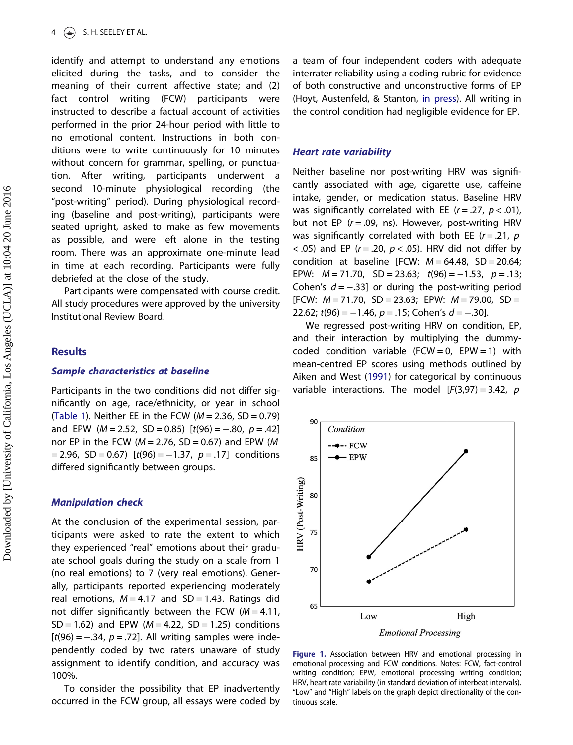identify and attempt to understand any emotions elicited during the tasks, and to consider the meaning of their current affective state; and (2) fact control writing (FCW) participants were instructed to describe a factual account of activities performed in the prior 24-hour period with little to no emotional content. Instructions in both conditions were to write continuously for 10 minutes without concern for grammar, spelling, or punctuation. After writing, participants underwent a second 10-minute physiological recording (the "post-writing" period). During physiological recording (baseline and post-writing), participants were seated upright, asked to make as few movements as possible, and were left alone in the testing room. There was an approximate one-minute lead in time at each recording. Participants were fully debriefed at the close of the study.

Participants were compensated with course credit. All study procedures were approved by the university Institutional Review Board.

## Results

### *Sample characteristics at baseline*

Participants in the two conditions did not differ significantly on age, race/ethnicity, or year in school (Table 1). Neither EE in the FCW ($M = 2.36$, SD = 0.79) and EPW ($M = 2.52$, SD = 0.85) [$t(96) = -.80$, $p = .42$] nor EP in the FCW ($M = 2.76$, SD = 0.67) and EPW ($M = 2.96$, SD = 0.67) [$t(96) = -1.37$, $p = .17$] conditions differed significantly between groups.

### *Manipulation check*

At the conclusion of the experimental session, participants were asked to rate the extent to which they experienced "real" emotions about their graduate school goals during the study on a scale from 1 (no real emotions) to 7 (very real emotions). Generally, participants reported experiencing moderately real emotions, $M = 4.17$ and SD = 1.43. Ratings did not differ significantly between the FCW ($M = 4.11$, SD = 1.62) and EPW ($M = 4.22$, SD = 1.25) conditions [$t(96) = -.34$, $p = .72$]. All writing samples were independently coded by two raters unaware of study assignment to identify condition, and accuracy was 100%.

To consider the possibility that EP inadvertently occurred in the FCW group, all essays were coded by a team of four independent coders with adequate interrater reliability using a coding rubric for evidence of both constructive and unconstructive forms of EP (Hoyt, Austenfeld, & Stanton, in press). All writing in the control condition had negligible evidence for EP.

### *Heart rate variability*

Neither baseline nor post-writing HRV was significantly associated with age, cigarette use, caffeine intake, gender, or medication status. Baseline HRV was significantly correlated with EE ($r = .27$, $p < .01$), but not EP ($r = .09$, ns). However, post-writing HRV was significantly correlated with both EE ($r = .21$, $p < .05$) and EP ($r = .20$, $p < .05$). HRV did not differ by condition at baseline [FCW: $M = 64.48$, SD = 20.64; EPW: $M = 71.70$, SD = 23.63; $t(96) = -1.53$, $p = .13$; Cohen's $d = -.33$] or during the post-writing period [FCW: $M = 71.70$, SD = 23.63; EPW: $M = 79.00$, SD = 22.62; $t(96) = -1.46$, $p = .15$; Cohen's $d = -.30$].

We regressed post-writing HRV on condition, EP, and their interaction by multiplying the dummy-coded condition variable (FCW = 0, EPW = 1) with mean-centred EP scores using methods outlined by Aiken and West (1991) for categorical by continuous variable interactions. The model [$F(3,97) = 3.42$, $p$

**Figure 1.** Association between HRV and emotional processing in emotional processing and FCW conditions. Notes: FCW, fact-control writing condition; EPW, emotional processing writing condition; HRV, heart rate variability (in standard deviation of interbeat intervals). "Low" and "High" labels on the graph depict directionality of the continuous scale.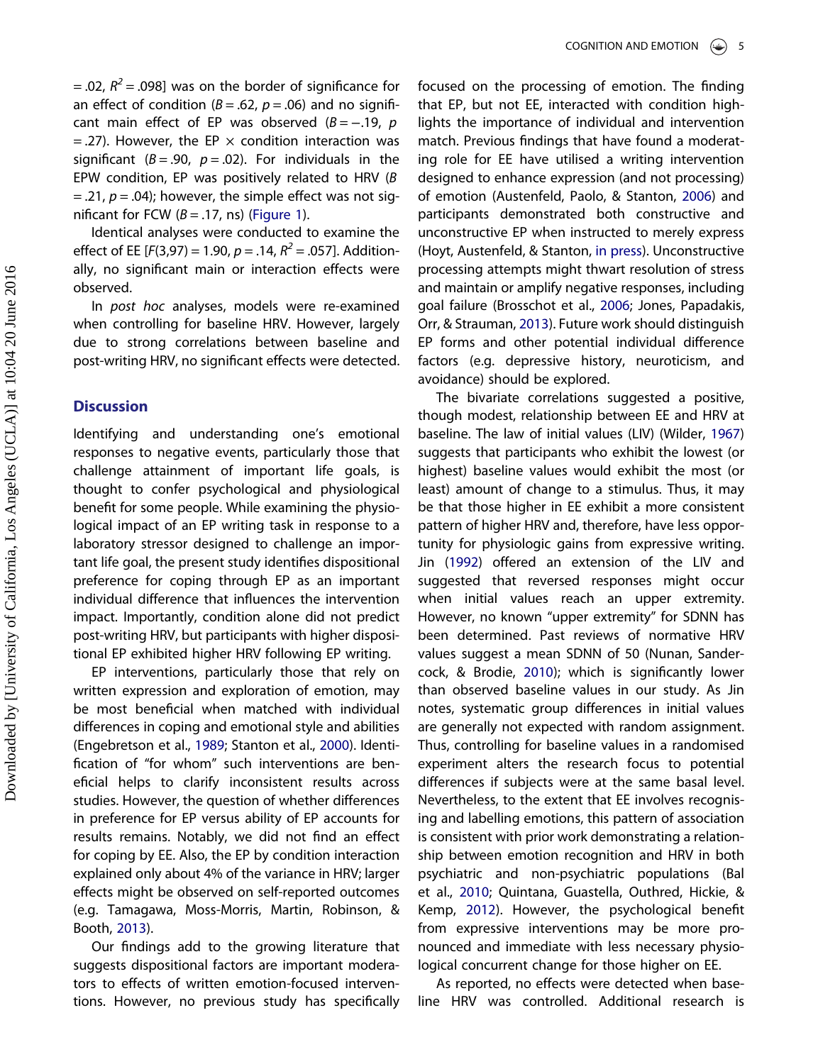= .02, $R^2$ = .098] was on the border of significance for an effect of condition ($B$ = .62, $p$ = .06) and no significant main effect of EP was observed ($B$ = −.19, $p$ = .27). However, the EP × condition interaction was significant ($B$ = .90, $p$ = .02). For individuals in the EPW condition, EP was positively related to HRV ($B$ = .21, $p$ = .04); however, the simple effect was not significant for FCW ($B$ = .17, ns) (Figure 1).

Identical analyses were conducted to examine the effect of EE [$F$(3,97) = 1.90, $p$ = .14, $R^2$ = .057]. Additionally, no significant main or interaction effects were observed.

In *post hoc* analyses, models were re-examined when controlling for baseline HRV. However, largely due to strong correlations between baseline and post-writing HRV, no significant effects were detected.

## Discussion

Identifying and understanding one's emotional responses to negative events, particularly those that challenge attainment of important life goals, is thought to confer psychological and physiological benefit for some people. While examining the physiological impact of an EP writing task in response to a laboratory stressor designed to challenge an important life goal, the present study identifies dispositional preference for coping through EP as an important individual difference that influences the intervention impact. Importantly, condition alone did not predict post-writing HRV, but participants with higher dispositional EP exhibited higher HRV following EP writing.

EP interventions, particularly those that rely on written expression and exploration of emotion, may be most beneficial when matched with individual differences in coping and emotional style and abilities (Engebretson et al., 1989; Stanton et al., 2000). Identification of "for whom" such interventions are beneficial helps to clarify inconsistent results across studies. However, the question of whether differences in preference for EP versus ability of EP accounts for results remains. Notably, we did not find an effect for coping by EE. Also, the EP by condition interaction explained only about 4% of the variance in HRV; larger effects might be observed on self-reported outcomes (e.g. Tamagawa, Moss-Morris, Martin, Robinson, & Booth, 2013).

Our findings add to the growing literature that suggests dispositional factors are important moderators to effects of written emotion-focused interventions. However, no previous study has specifically focused on the processing of emotion. The finding that EP, but not EE, interacted with condition highlights the importance of individual and intervention match. Previous findings that have found a moderating role for EE have utilised a writing intervention designed to enhance expression (and not processing) of emotion (Austenfeld, Paolo, & Stanton, 2006) and participants demonstrated both constructive and unconstructive EP when instructed to merely express (Hoyt, Austenfeld, & Stanton, in press). Unconstructive processing attempts might thwart resolution of stress and maintain or amplify negative responses, including goal failure (Brosschot et al., 2006; Jones, Papadakis, Orr, & Strauman, 2013). Future work should distinguish EP forms and other potential individual difference factors (e.g. depressive history, neuroticism, and avoidance) should be explored.

The bivariate correlations suggested a positive, though modest, relationship between EE and HRV at baseline. The law of initial values (LIV) (Wilder, 1967) suggests that participants who exhibit the lowest (or highest) baseline values would exhibit the most (or least) amount of change to a stimulus. Thus, it may be that those higher in EE exhibit a more consistent pattern of higher HRV and, therefore, have less opportunity for physiologic gains from expressive writing. Jin (1992) offered an extension of the LIV and suggested that reversed responses might occur when initial values reach an upper extremity. However, no known "upper extremity" for SDNN has been determined. Past reviews of normative HRV values suggest a mean SDNN of 50 (Nunan, Sandercock, & Brodie, 2010); which is significantly lower than observed baseline values in our study. As Jin notes, systematic group differences in initial values are generally not expected with random assignment. Thus, controlling for baseline values in a randomised experiment alters the research focus to potential differences if subjects were at the same basal level. Nevertheless, to the extent that EE involves recognising and labelling emotions, this pattern of association is consistent with prior work demonstrating a relationship between emotion recognition and HRV in both psychiatric and non-psychiatric populations (Bal et al., 2010; Quintana, Guastella, Outhred, Hickie, & Kemp, 2012). However, the psychological benefit from expressive interventions may be more pronounced and immediate with less necessary physiological concurrent change for those higher on EE.

As reported, no effects were detected when baseline HRV was controlled. Additional research is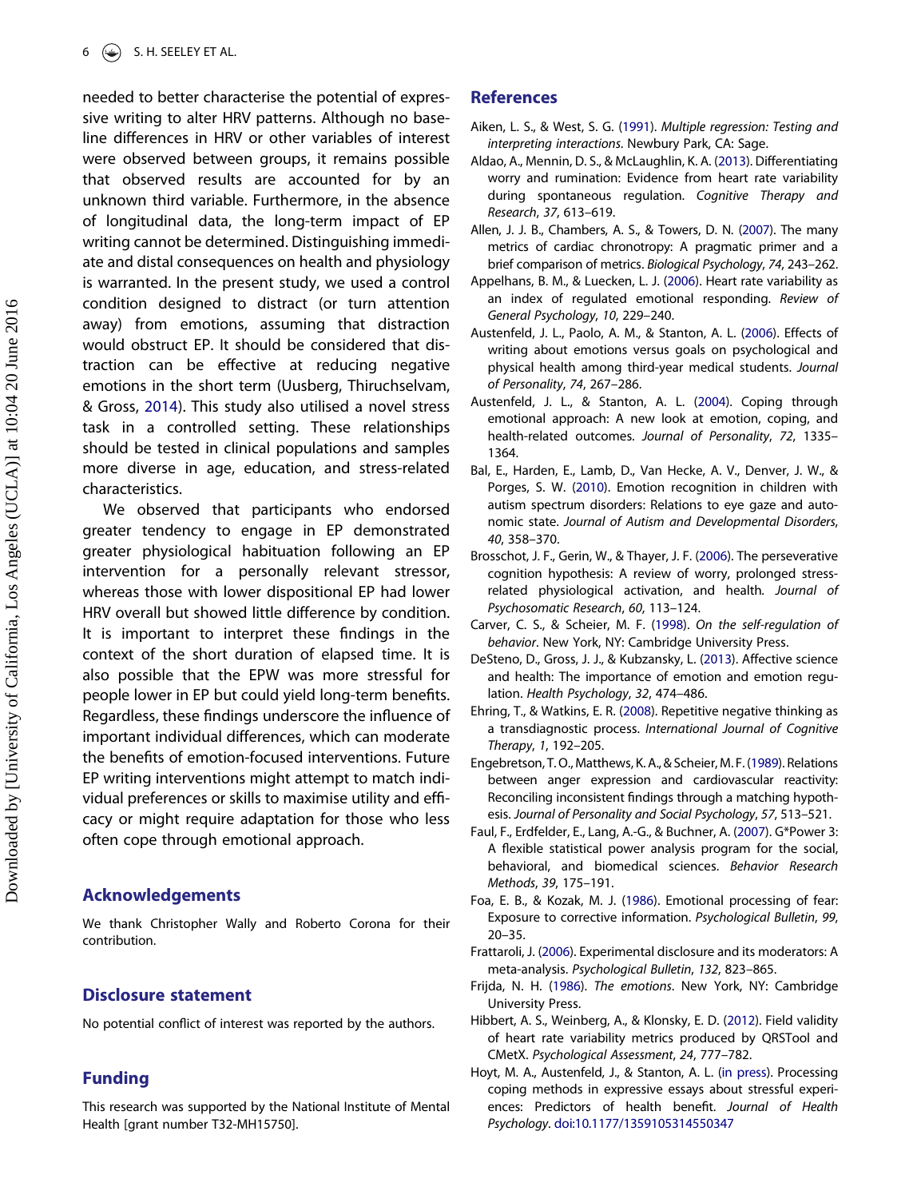needed to better characterise the potential of expressive writing to alter HRV patterns. Although no baseline differences in HRV or other variables of interest were observed between groups, it remains possible that observed results are accounted for by an unknown third variable. Furthermore, in the absence of longitudinal data, the long-term impact of EP writing cannot be determined. Distinguishing immediate and distal consequences on health and physiology is warranted. In the present study, we used a control condition designed to distract (or turn attention away) from emotions, assuming that distraction would obstruct EP. It should be considered that distraction can be effective at reducing negative emotions in the short term (Uusberg, Thiruchselvam, & Gross, 2014). This study also utilised a novel stress task in a controlled setting. These relationships should be tested in clinical populations and samples more diverse in age, education, and stress-related characteristics.

We observed that participants who endorsed greater tendency to engage in EP demonstrated greater physiological habituation following an EP intervention for a personally relevant stressor, whereas those with lower dispositional EP had lower HRV overall but showed little difference by condition. It is important to interpret these findings in the context of the short duration of elapsed time. It is also possible that the EPW was more stressful for people lower in EP but could yield long-term benefits. Regardless, these findings underscore the influence of important individual differences, which can moderate the benefits of emotion-focused interventions. Future EP writing interventions might attempt to match individual preferences or skills to maximise utility and efficacy or might require adaptation for those who less often cope through emotional approach.

## Acknowledgements

We thank Christopher Wally and Roberto Corona for their contribution.

## Disclosure statement

No potential conflict of interest was reported by the authors.

## Funding

This research was supported by the National Institute of Mental Health [grant number T32-MH15750].

## References

Aiken, L. S., & West, S. G. (1991). *Multiple regression: Testing and interpreting interactions*. Newbury Park, CA: Sage.

Aldao, A., Mennin, D. S., & McLaughlin, K. A. (2013). Differentiating worry and rumination: Evidence from heart rate variability during spontaneous regulation. *Cognitive Therapy and Research*, *37*, 613–619.

Allen, J. J. B., Chambers, A. S., & Towers, D. N. (2007). The many metrics of cardiac chronotropy: A pragmatic primer and a brief comparison of metrics. *Biological Psychology*, *74*, 243–262.

Appelhans, B. M., & Luecken, L. J. (2006). Heart rate variability as an index of regulated emotional responding. *Review of General Psychology*, *10*, 229–240.

Austenfeld, J. L., Paolo, A. M., & Stanton, A. L. (2006). Effects of writing about emotions versus goals on psychological and physical health among third-year medical students. *Journal of Personality*, *74*, 267–286.

Austenfeld, J. L., & Stanton, A. L. (2004). Coping through emotional approach: A new look at emotion, coping, and health-related outcomes. *Journal of Personality*, *72*, 1335–1364.

Bal, E., Harden, E., Lamb, D., Van Hecke, A. V., Denver, J. W., & Porges, S. W. (2010). Emotion recognition in children with autism spectrum disorders: Relations to eye gaze and autonomic state. *Journal of Autism and Developmental Disorders*, *40*, 358–370.

Brosschot, J. F., Gerin, W., & Thayer, J. F. (2006). The perseverative cognition hypothesis: A review of worry, prolonged stress-related physiological activation, and health. *Journal of Psychosomatic Research*, *60*, 113–124.

Carver, C. S., & Scheier, M. F. (1998). *On the self-regulation of behavior*. New York, NY: Cambridge University Press.

DeSteno, D., Gross, J. J., & Kubzansky, L. (2013). Affective science and health: The importance of emotion and emotion regulation. *Health Psychology*, *32*, 474–486.

Ehring, T., & Watkins, E. R. (2008). Repetitive negative thinking as a transdiagnostic process. *International Journal of Cognitive Therapy*, *1*, 192–205.

Engebretson, T. O., Matthews, K. A., & Scheier, M. F. (1989). Relations between anger expression and cardiovascular reactivity: Reconciling inconsistent findings through a matching hypothesis. *Journal of Personality and Social Psychology*, *57*, 513–521.

Faul, F., Erdfelder, E., Lang, A.-G., & Buchner, A. (2007). G*Power 3: A flexible statistical power analysis program for the social, behavioral, and biomedical sciences. *Behavior Research Methods*, *39*, 175–191.

Foa, E. B., & Kozak, M. J. (1986). Emotional processing of fear: Exposure to corrective information. *Psychological Bulletin*, *99*, 20–35.

Frattaroli, J. (2006). Experimental disclosure and its moderators: A meta-analysis. *Psychological Bulletin*, *132*, 823–865.

Frijda, N. H. (1986). *The emotions*. New York, NY: Cambridge University Press.

Hibbert, A. S., Weinberg, A., & Klonsky, E. D. (2012). Field validity of heart rate variability metrics produced by QRSTool and CMetX. *Psychological Assessment*, *24*, 777–782.

Hoyt, M. A., Austenfeld, J., & Stanton, A. L. (in press). Processing coping methods in expressive essays about stressful experiences: Predictors of health benefit. *Journal of Health Psychology*. doi:10.1177/1359105314550347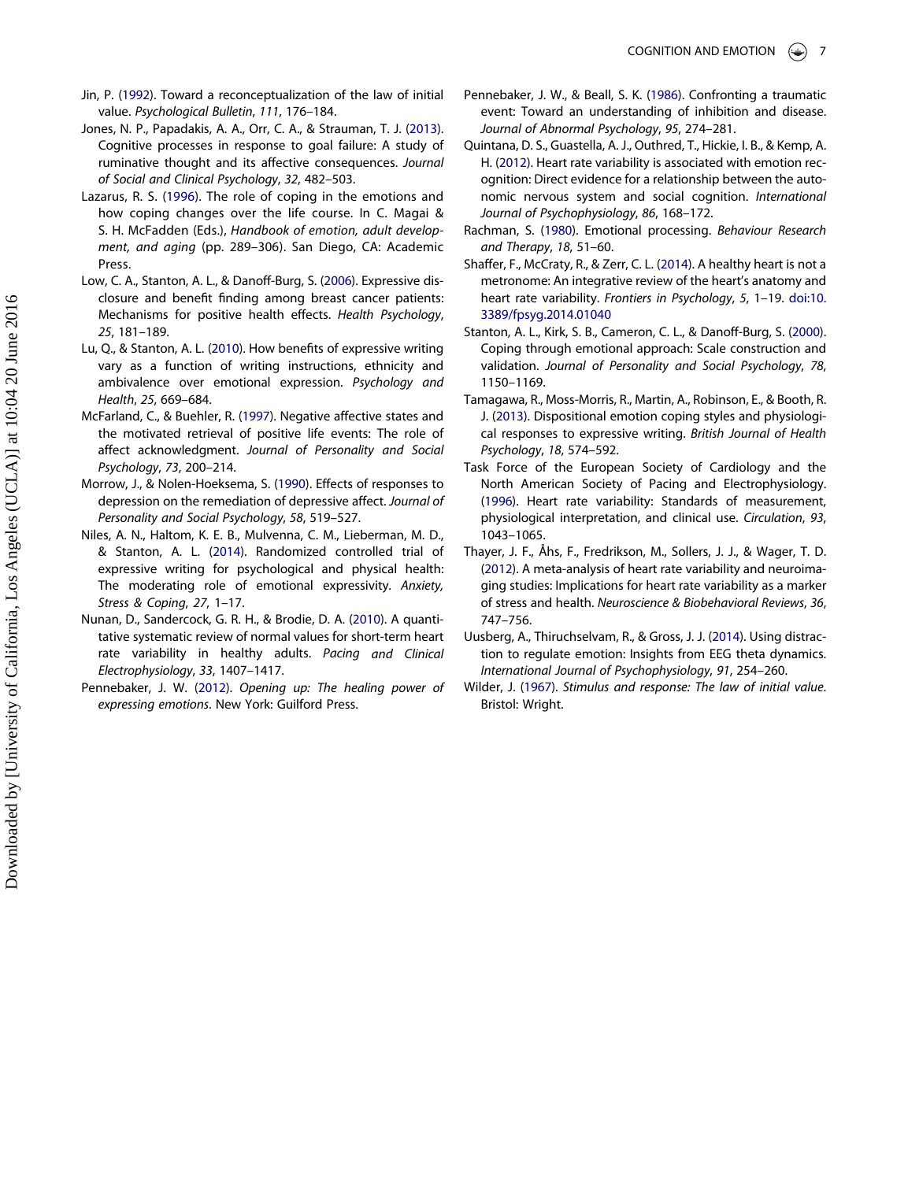Jin, P. (1992). Toward a reconceptualization of the law of initial value. *Psychological Bulletin*, *111*, 176–184.

Jones, N. P., Papadakis, A. A., Orr, C. A., & Strauman, T. J. (2013). Cognitive processes in response to goal failure: A study of ruminative thought and its affective consequences. *Journal of Social and Clinical Psychology*, *32*, 482–503.

Lazarus, R. S. (1996). The role of coping in the emotions and how coping changes over the life course. In C. Magai & S. H. McFadden (Eds.), *Handbook of emotion, adult development, and aging* (pp. 289–306). San Diego, CA: Academic Press.

Low, C. A., Stanton, A. L., & Danoff-Burg, S. (2006). Expressive disclosure and benefit finding among breast cancer patients: Mechanisms for positive health effects. *Health Psychology*, *25*, 181–189.

Lu, Q., & Stanton, A. L. (2010). How benefits of expressive writing vary as a function of writing instructions, ethnicity and ambivalence over emotional expression. *Psychology and Health*, *25*, 669–684.

McFarland, C., & Buehler, R. (1997). Negative affective states and the motivated retrieval of positive life events: The role of affect acknowledgment. *Journal of Personality and Social Psychology*, *73*, 200–214.

Morrow, J., & Nolen-Hoeksema, S. (1990). Effects of responses to depression on the remediation of depressive affect. *Journal of Personality and Social Psychology*, *58*, 519–527.

Niles, A. N., Haltom, K. E. B., Mulvenna, C. M., Lieberman, M. D., & Stanton, A. L. (2014). Randomized controlled trial of expressive writing for psychological and physical health: The moderating role of emotional expressivity. *Anxiety, Stress & Coping*, *27*, 1–17.

Nunan, D., Sandercock, G. R. H., & Brodie, D. A. (2010). A quantitative systematic review of normal values for short-term heart rate variability in healthy adults. *Pacing and Clinical Electrophysiology*, *33*, 1407–1417.

Pennebaker, J. W. (2012). *Opening up: The healing power of expressing emotions*. New York: Guilford Press.

Pennebaker, J. W., & Beall, S. K. (1986). Confronting a traumatic event: Toward an understanding of inhibition and disease. *Journal of Abnormal Psychology*, *95*, 274–281.

Quintana, D. S., Guastella, A. J., Outhred, T., Hickie, I. B., & Kemp, A. H. (2012). Heart rate variability is associated with emotion recognition: Direct evidence for a relationship between the autonomic nervous system and social cognition. *International Journal of Psychophysiology*, *86*, 168–172.

Rachman, S. (1980). Emotional processing. *Behaviour Research and Therapy*, *18*, 51–60.

Shaffer, F., McCraty, R., & Zerr, C. L. (2014). A healthy heart is not a metronome: An integrative review of the heart's anatomy and heart rate variability. *Frontiers in Psychology*, *5*, 1–19. doi:10.3389/fpsyg.2014.01040

Stanton, A. L., Kirk, S. B., Cameron, C. L., & Danoff-Burg, S. (2000). Coping through emotional approach: Scale construction and validation. *Journal of Personality and Social Psychology*, *78*, 1150–1169.

Tamagawa, R., Moss-Morris, R., Martin, A., Robinson, E., & Booth, R. J. (2013). Dispositional emotion coping styles and physiological responses to expressive writing. *British Journal of Health Psychology*, *18*, 574–592.

Task Force of the European Society of Cardiology and the North American Society of Pacing and Electrophysiology. (1996). Heart rate variability: Standards of measurement, physiological interpretation, and clinical use. *Circulation*, *93*, 1043–1065.

Thayer, J. F., Åhs, F., Fredrikson, M., Sollers, J. J., & Wager, T. D. (2012). A meta-analysis of heart rate variability and neuroimaging studies: Implications for heart rate variability as a marker of stress and health. *Neuroscience & Biobehavioral Reviews*, *36*, 747–756.

Uusberg, A., Thiruchselvam, R., & Gross, J. J. (2014). Using distraction to regulate emotion: Insights from EEG theta dynamics. *International Journal of Psychophysiology*, *91*, 254–260.

Wilder, J. (1967). *Stimulus and response: The law of initial value*. Bristol: Wright.